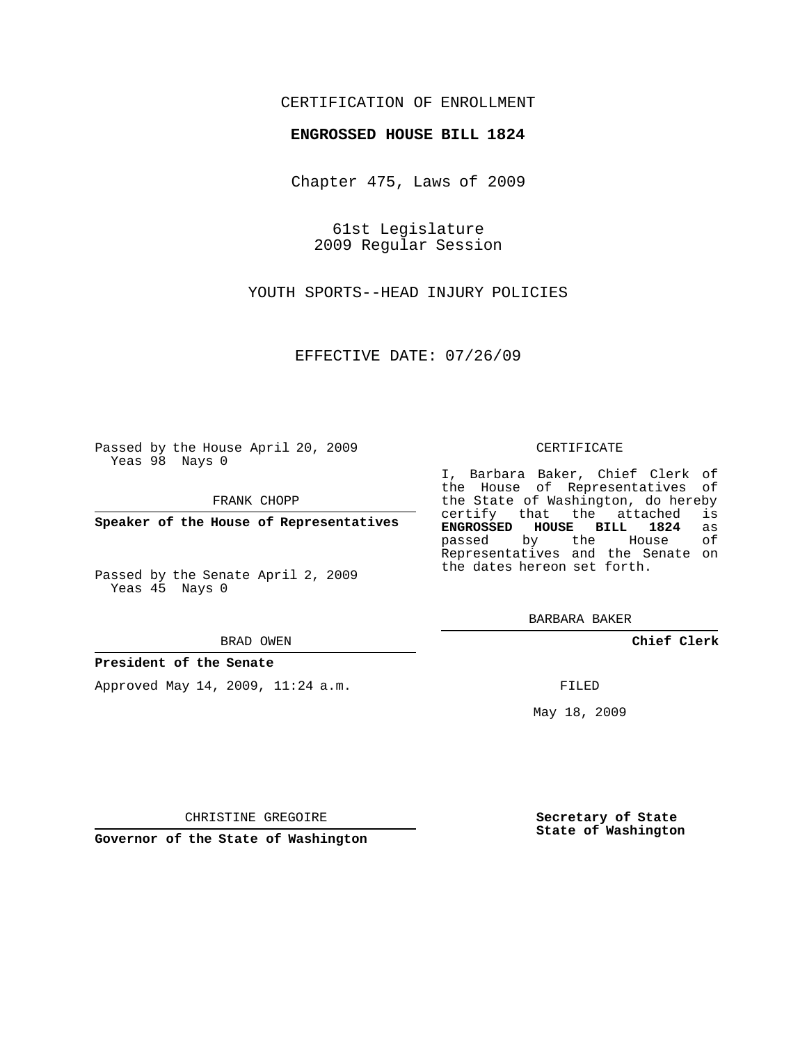CERTIFICATION OF ENROLLMENT

**ENGROSSED HOUSE BILL 1824**

Chapter 475, Laws of 2009

61st Legislature
2009 Regular Session

YOUTH SPORTS--HEAD INJURY POLICIES

EFFECTIVE DATE: 07/26/09

Passed by the House April 20, 2009
Yeas 98 Nays 0

FRANK CHOPP

**Speaker of the House of Representatives**

Passed by the Senate April 2, 2009
Yeas 45 Nays 0

BRAD OWEN

**President of the Senate**

Approved May 14, 2009, 11:24 a.m.

CHRISTINE GREGOIRE

**Governor of the State of Washington**

CERTIFICATE

I, Barbara Baker, Chief Clerk of the House of Representatives of the State of Washington, do hereby certify that the attached is **ENGROSSED HOUSE BILL 1824** as passed by the House of Representatives and the Senate on the dates hereon set forth.

BARBARA BAKER

**Chief Clerk**

FILED

May 18, 2009

**Secretary of State**
**State of Washington**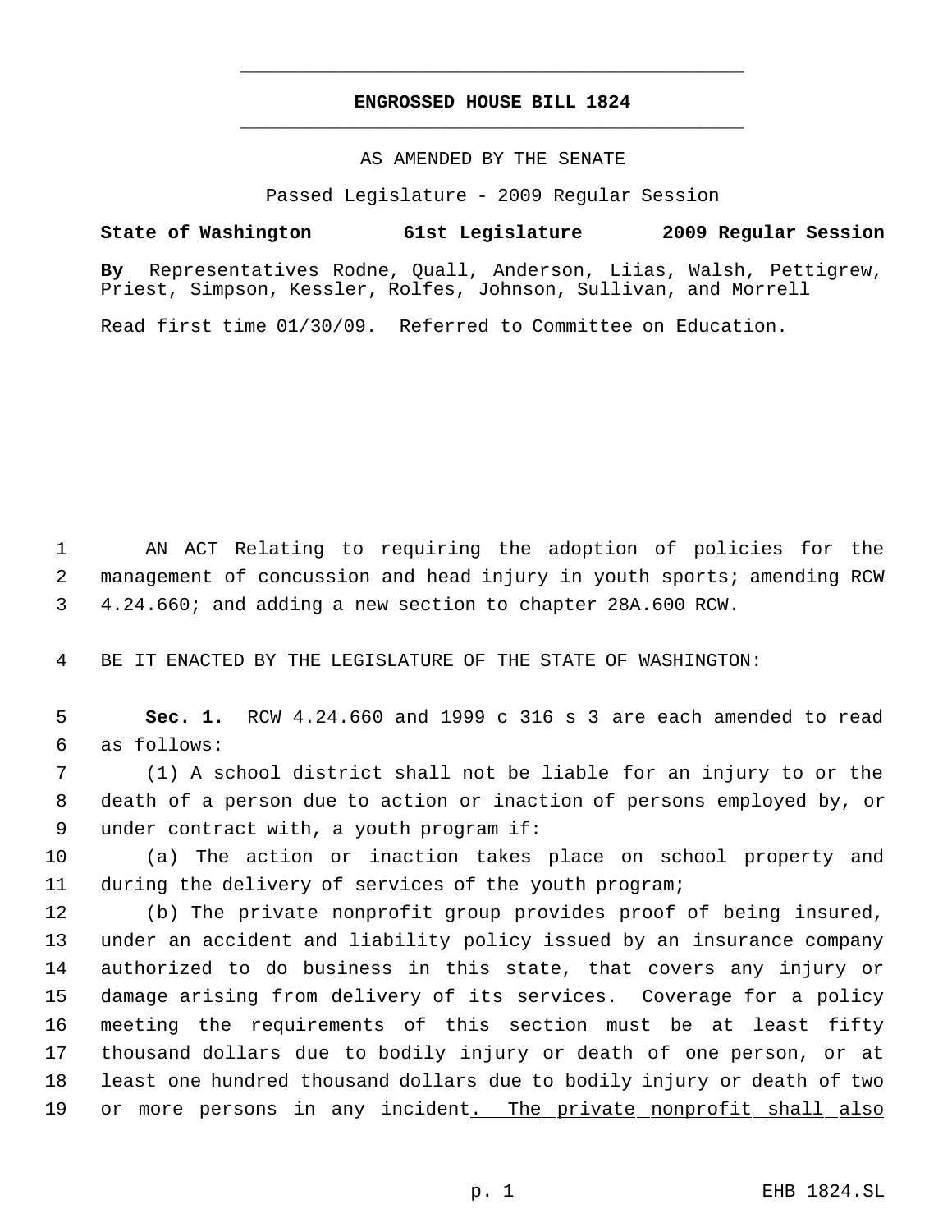# ENGROSSED HOUSE BILL 1824

AS AMENDED BY THE SENATE

Passed Legislature - 2009 Regular Session

**State of Washington 61st Legislature 2009 Regular Session**

**By** Representatives Rodne, Quall, Anderson, Liias, Walsh, Pettigrew, Priest, Simpson, Kessler, Rolfes, Johnson, Sullivan, and Morrell

Read first time 01/30/09. Referred to Committee on Education.

1 AN ACT Relating to requiring the adoption of policies for the
2 management of concussion and head injury in youth sports; amending RCW
3 4.24.660; and adding a new section to chapter 28A.600 RCW.

4 BE IT ENACTED BY THE LEGISLATURE OF THE STATE OF WASHINGTON:

5 **Sec. 1.** RCW 4.24.660 and 1999 c 316 s 3 are each amended to read
6 as follows:

7 (1) A school district shall not be liable for an injury to or the
8 death of a person due to action or inaction of persons employed by, or
9 under contract with, a youth program if:

10 (a) The action or inaction takes place on school property and
11 during the delivery of services of the youth program;

12 (b) The private nonprofit group provides proof of being insured,
13 under an accident and liability policy issued by an insurance company
14 authorized to do business in this state, that covers any injury or
15 damage arising from delivery of its services. Coverage for a policy
16 meeting the requirements of this section must be at least fifty
17 thousand dollars due to bodily injury or death of one person, or at
18 least one hundred thousand dollars due to bodily injury or death of two
19 or more persons in any incident<u>. The private nonprofit shall also</u>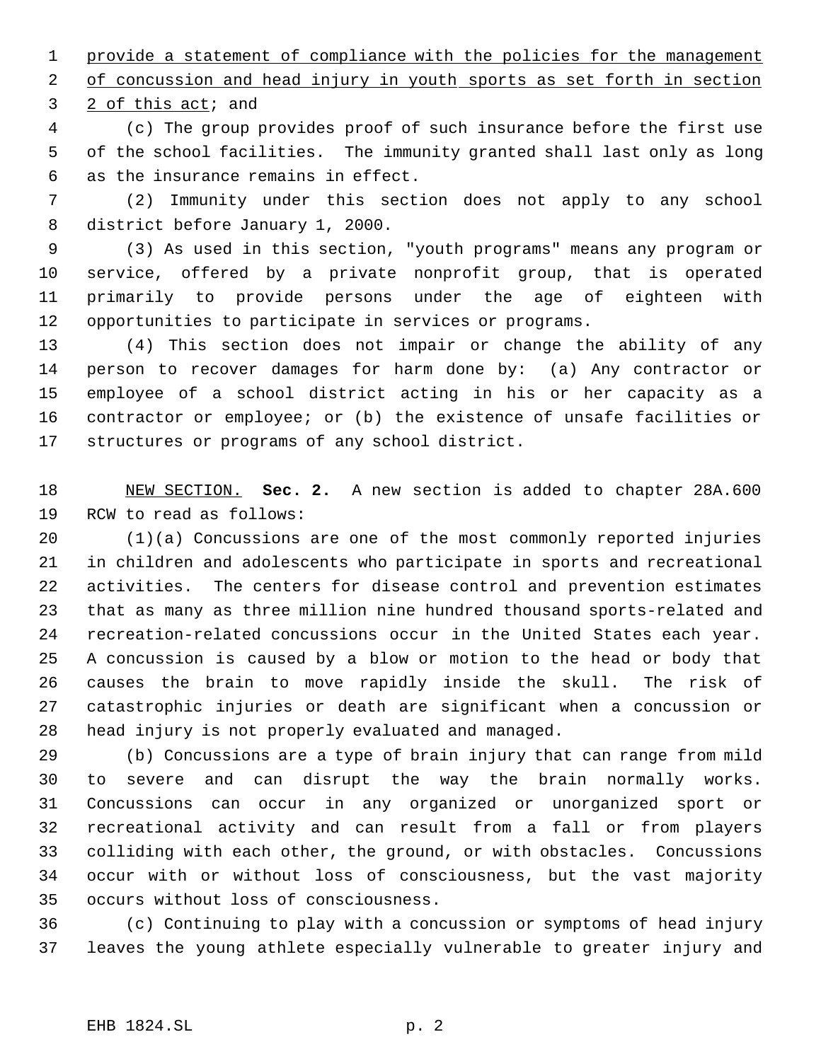provide a statement of compliance with the policies for the management of concussion and head injury in youth sports as set forth in section 2 of this act; and

(c) The group provides proof of such insurance before the first use of the school facilities. The immunity granted shall last only as long as the insurance remains in effect.

(2) Immunity under this section does not apply to any school district before January 1, 2000.

(3) As used in this section, "youth programs" means any program or service, offered by a private nonprofit group, that is operated primarily to provide persons under the age of eighteen with opportunities to participate in services or programs.

(4) This section does not impair or change the ability of any person to recover damages for harm done by: (a) Any contractor or employee of a school district acting in his or her capacity as a contractor or employee; or (b) the existence of unsafe facilities or structures or programs of any school district.

NEW SECTION. **Sec. 2.** A new section is added to chapter 28A.600 RCW to read as follows:

(1)(a) Concussions are one of the most commonly reported injuries in children and adolescents who participate in sports and recreational activities. The centers for disease control and prevention estimates that as many as three million nine hundred thousand sports-related and recreation-related concussions occur in the United States each year. A concussion is caused by a blow or motion to the head or body that causes the brain to move rapidly inside the skull. The risk of catastrophic injuries or death are significant when a concussion or head injury is not properly evaluated and managed.

(b) Concussions are a type of brain injury that can range from mild to severe and can disrupt the way the brain normally works. Concussions can occur in any organized or unorganized sport or recreational activity and can result from a fall or from players colliding with each other, the ground, or with obstacles. Concussions occur with or without loss of consciousness, but the vast majority occurs without loss of consciousness.

(c) Continuing to play with a concussion or symptoms of head injury leaves the young athlete especially vulnerable to greater injury and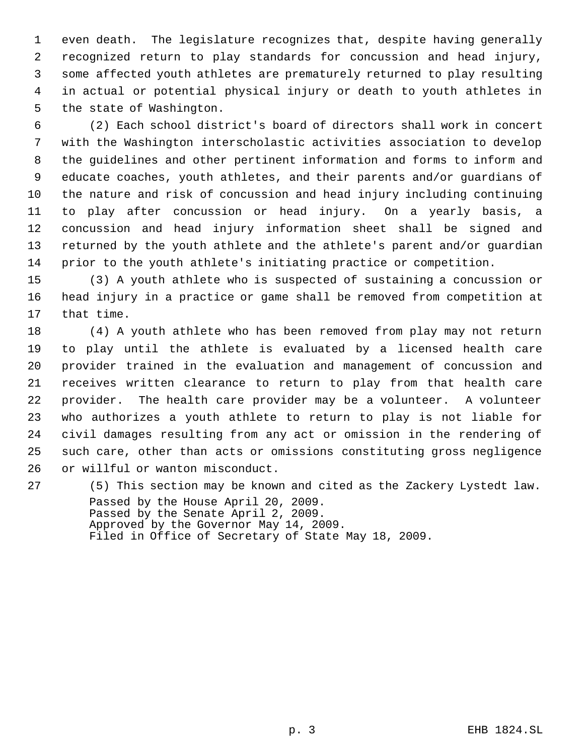even death. The legislature recognizes that, despite having generally recognized return to play standards for concussion and head injury, some affected youth athletes are prematurely returned to play resulting in actual or potential physical injury or death to youth athletes in the state of Washington.

(2) Each school district's board of directors shall work in concert with the Washington interscholastic activities association to develop the guidelines and other pertinent information and forms to inform and educate coaches, youth athletes, and their parents and/or guardians of the nature and risk of concussion and head injury including continuing to play after concussion or head injury. On a yearly basis, a concussion and head injury information sheet shall be signed and returned by the youth athlete and the athlete's parent and/or guardian prior to the youth athlete's initiating practice or competition.

(3) A youth athlete who is suspected of sustaining a concussion or head injury in a practice or game shall be removed from competition at that time.

(4) A youth athlete who has been removed from play may not return to play until the athlete is evaluated by a licensed health care provider trained in the evaluation and management of concussion and receives written clearance to return to play from that health care provider. The health care provider may be a volunteer. A volunteer who authorizes a youth athlete to return to play is not liable for civil damages resulting from any act or omission in the rendering of such care, other than acts or omissions constituting gross negligence or willful or wanton misconduct.

(5) This section may be known and cited as the Zackery Lystedt law.

Passed by the House April 20, 2009.
Passed by the Senate April 2, 2009.
Approved by the Governor May 14, 2009.
Filed in Office of Secretary of State May 18, 2009.